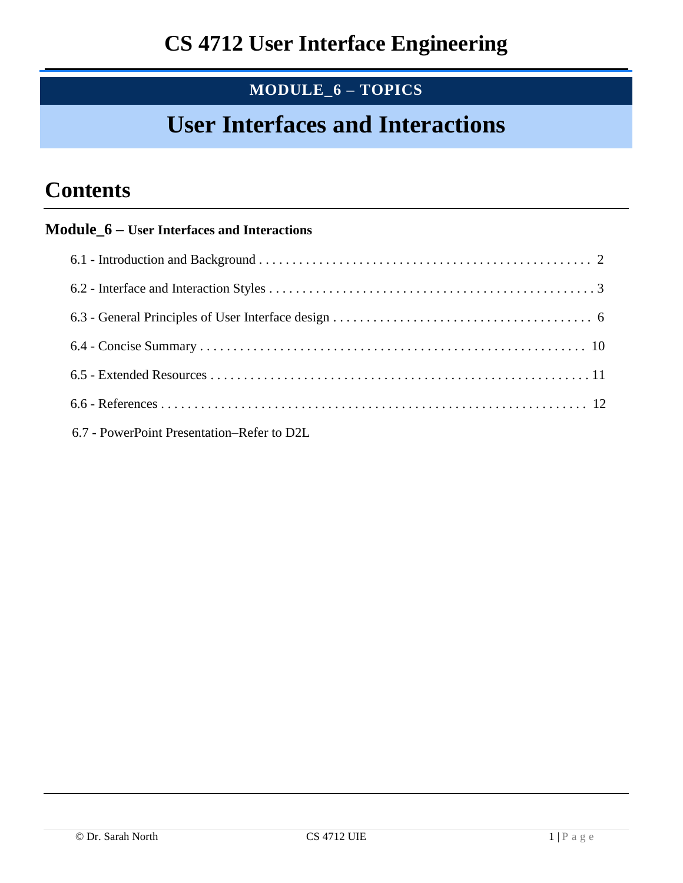# CS 4712 User Interface Engineering

**MODULE_6 – TOPICS**

# User Interfaces and Interactions

## Contents

**Module_6 – User Interfaces and Interactions**

- 6.1 - Introduction and Background . . . . . . . . . . . . . . . . . . . . . . . . . . . . . . . . . . . . . . . . . . . . . . . . . . 2
- 6.2 - Interface and Interaction Styles . . . . . . . . . . . . . . . . . . . . . . . . . . . . . . . . . . . . . . . . . . . . . . . . . 3
- 6.3 - General Principles of User Interface design . . . . . . . . . . . . . . . . . . . . . . . . . . . . . . . . . . . . . . . 6
- 6.4 - Concise Summary . . . . . . . . . . . . . . . . . . . . . . . . . . . . . . . . . . . . . . . . . . . . . . . . . . . . . . . . . . 10
- 6.5 - Extended Resources . . . . . . . . . . . . . . . . . . . . . . . . . . . . . . . . . . . . . . . . . . . . . . . . . . . . . . . . 11
- 6.6 - References . . . . . . . . . . . . . . . . . . . . . . . . . . . . . . . . . . . . . . . . . . . . . . . . . . . . . . . . . . . . . . . 12
- 6.7 - PowerPoint Presentation–Refer to D2L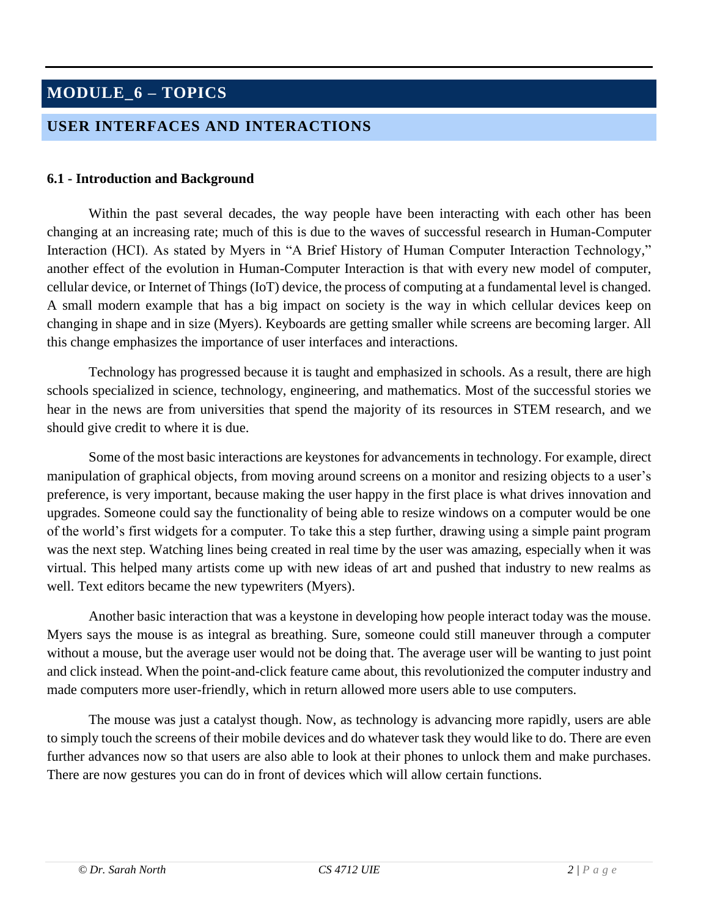# MODULE_6 – TOPICS

## USER INTERFACES AND INTERACTIONS

### 6.1 - Introduction and Background

Within the past several decades, the way people have been interacting with each other has been changing at an increasing rate; much of this is due to the waves of successful research in Human-Computer Interaction (HCI). As stated by Myers in "A Brief History of Human Computer Interaction Technology," another effect of the evolution in Human-Computer Interaction is that with every new model of computer, cellular device, or Internet of Things (IoT) device, the process of computing at a fundamental level is changed. A small modern example that has a big impact on society is the way in which cellular devices keep on changing in shape and in size (Myers). Keyboards are getting smaller while screens are becoming larger. All this change emphasizes the importance of user interfaces and interactions.

Technology has progressed because it is taught and emphasized in schools. As a result, there are high schools specialized in science, technology, engineering, and mathematics. Most of the successful stories we hear in the news are from universities that spend the majority of its resources in STEM research, and we should give credit to where it is due.

Some of the most basic interactions are keystones for advancements in technology. For example, direct manipulation of graphical objects, from moving around screens on a monitor and resizing objects to a user's preference, is very important, because making the user happy in the first place is what drives innovation and upgrades. Someone could say the functionality of being able to resize windows on a computer would be one of the world's first widgets for a computer. To take this a step further, drawing using a simple paint program was the next step. Watching lines being created in real time by the user was amazing, especially when it was virtual. This helped many artists come up with new ideas of art and pushed that industry to new realms as well. Text editors became the new typewriters (Myers).

Another basic interaction that was a keystone in developing how people interact today was the mouse. Myers says the mouse is as integral as breathing. Sure, someone could still maneuver through a computer without a mouse, but the average user would not be doing that. The average user will be wanting to just point and click instead. When the point-and-click feature came about, this revolutionized the computer industry and made computers more user-friendly, which in return allowed more users able to use computers.

The mouse was just a catalyst though. Now, as technology is advancing more rapidly, users are able to simply touch the screens of their mobile devices and do whatever task they would like to do. There are even further advances now so that users are also able to look at their phones to unlock them and make purchases. There are now gestures you can do in front of devices which will allow certain functions.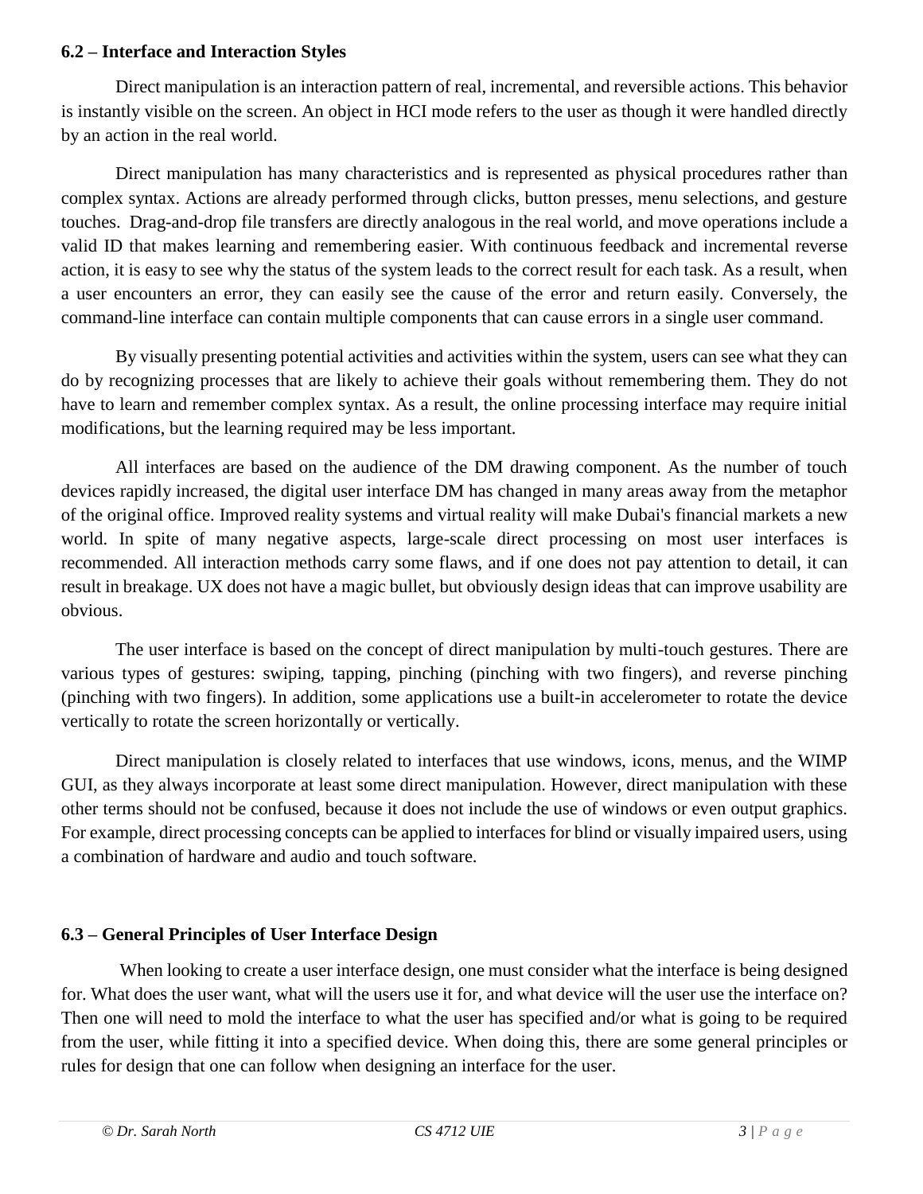### 6.2 – Interface and Interaction Styles

Direct manipulation is an interaction pattern of real, incremental, and reversible actions. This behavior is instantly visible on the screen. An object in HCI mode refers to the user as though it were handled directly by an action in the real world.

Direct manipulation has many characteristics and is represented as physical procedures rather than complex syntax. Actions are already performed through clicks, button presses, menu selections, and gesture touches. Drag-and-drop file transfers are directly analogous in the real world, and move operations include a valid ID that makes learning and remembering easier. With continuous feedback and incremental reverse action, it is easy to see why the status of the system leads to the correct result for each task. As a result, when a user encounters an error, they can easily see the cause of the error and return easily. Conversely, the command-line interface can contain multiple components that can cause errors in a single user command.

By visually presenting potential activities and activities within the system, users can see what they can do by recognizing processes that are likely to achieve their goals without remembering them. They do not have to learn and remember complex syntax. As a result, the online processing interface may require initial modifications, but the learning required may be less important.

All interfaces are based on the audience of the DM drawing component. As the number of touch devices rapidly increased, the digital user interface DM has changed in many areas away from the metaphor of the original office. Improved reality systems and virtual reality will make Dubai's financial markets a new world. In spite of many negative aspects, large-scale direct processing on most user interfaces is recommended. All interaction methods carry some flaws, and if one does not pay attention to detail, it can result in breakage. UX does not have a magic bullet, but obviously design ideas that can improve usability are obvious.

The user interface is based on the concept of direct manipulation by multi-touch gestures. There are various types of gestures: swiping, tapping, pinching (pinching with two fingers), and reverse pinching (pinching with two fingers). In addition, some applications use a built-in accelerometer to rotate the device vertically to rotate the screen horizontally or vertically.

Direct manipulation is closely related to interfaces that use windows, icons, menus, and the WIMP GUI, as they always incorporate at least some direct manipulation. However, direct manipulation with these other terms should not be confused, because it does not include the use of windows or even output graphics. For example, direct processing concepts can be applied to interfaces for blind or visually impaired users, using a combination of hardware and audio and touch software.

### 6.3 – General Principles of User Interface Design

When looking to create a user interface design, one must consider what the interface is being designed for. What does the user want, what will the users use it for, and what device will the user use the interface on? Then one will need to mold the interface to what the user has specified and/or what is going to be required from the user, while fitting it into a specified device. When doing this, there are some general principles or rules for design that one can follow when designing an interface for the user.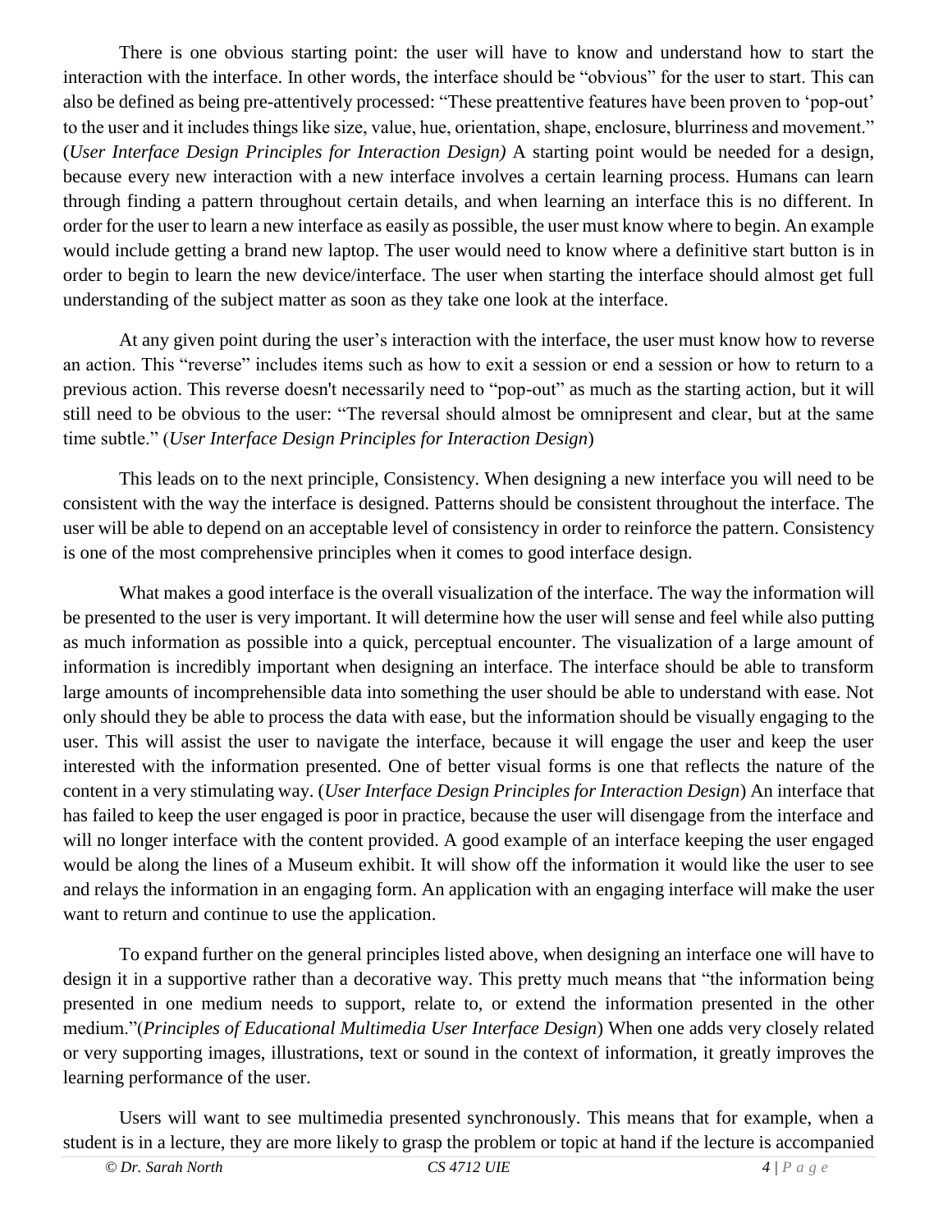There is one obvious starting point: the user will have to know and understand how to start the interaction with the interface. In other words, the interface should be "obvious" for the user to start. This can also be defined as being pre-attentively processed: "These preattentive features have been proven to 'pop-out' to the user and it includes things like size, value, hue, orientation, shape, enclosure, blurriness and movement." (*User Interface Design Principles for Interaction Design)* A starting point would be needed for a design, because every new interaction with a new interface involves a certain learning process. Humans can learn through finding a pattern throughout certain details, and when learning an interface this is no different. In order for the user to learn a new interface as easily as possible, the user must know where to begin. An example would include getting a brand new laptop. The user would need to know where a definitive start button is in order to begin to learn the new device/interface. The user when starting the interface should almost get full understanding of the subject matter as soon as they take one look at the interface.

At any given point during the user's interaction with the interface, the user must know how to reverse an action. This "reverse" includes items such as how to exit a session or end a session or how to return to a previous action. This reverse doesn't necessarily need to "pop-out" as much as the starting action, but it will still need to be obvious to the user: "The reversal should almost be omnipresent and clear, but at the same time subtle." (*User Interface Design Principles for Interaction Design*)

This leads on to the next principle, Consistency. When designing a new interface you will need to be consistent with the way the interface is designed. Patterns should be consistent throughout the interface. The user will be able to depend on an acceptable level of consistency in order to reinforce the pattern. Consistency is one of the most comprehensive principles when it comes to good interface design.

What makes a good interface is the overall visualization of the interface. The way the information will be presented to the user is very important. It will determine how the user will sense and feel while also putting as much information as possible into a quick, perceptual encounter. The visualization of a large amount of information is incredibly important when designing an interface. The interface should be able to transform large amounts of incomprehensible data into something the user should be able to understand with ease. Not only should they be able to process the data with ease, but the information should be visually engaging to the user. This will assist the user to navigate the interface, because it will engage the user and keep the user interested with the information presented. One of better visual forms is one that reflects the nature of the content in a very stimulating way. (*User Interface Design Principles for Interaction Design*) An interface that has failed to keep the user engaged is poor in practice, because the user will disengage from the interface and will no longer interface with the content provided. A good example of an interface keeping the user engaged would be along the lines of a Museum exhibit. It will show off the information it would like the user to see and relays the information in an engaging form. An application with an engaging interface will make the user want to return and continue to use the application.

To expand further on the general principles listed above, when designing an interface one will have to design it in a supportive rather than a decorative way. This pretty much means that "the information being presented in one medium needs to support, relate to, or extend the information presented in the other medium."(*Principles of Educational Multimedia User Interface Design*) When one adds very closely related or very supporting images, illustrations, text or sound in the context of information, it greatly improves the learning performance of the user.

Users will want to see multimedia presented synchronously. This means that for example, when a student is in a lecture, they are more likely to grasp the problem or topic at hand if the lecture is accompanied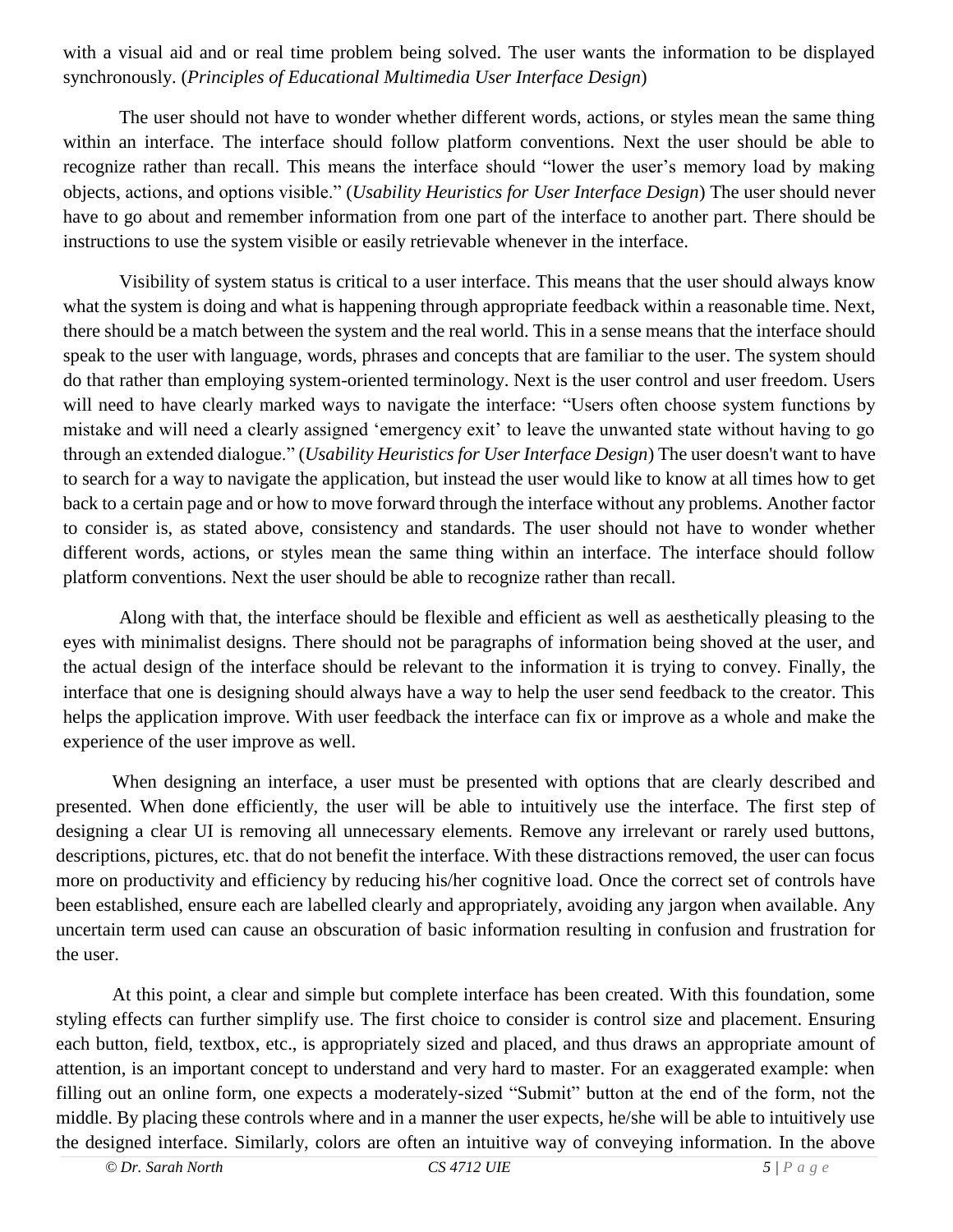with a visual aid and or real time problem being solved. The user wants the information to be displayed synchronously. (*Principles of Educational Multimedia User Interface Design*)

The user should not have to wonder whether different words, actions, or styles mean the same thing within an interface. The interface should follow platform conventions. Next the user should be able to recognize rather than recall. This means the interface should "lower the user's memory load by making objects, actions, and options visible." (*Usability Heuristics for User Interface Design*) The user should never have to go about and remember information from one part of the interface to another part. There should be instructions to use the system visible or easily retrievable whenever in the interface.

Visibility of system status is critical to a user interface. This means that the user should always know what the system is doing and what is happening through appropriate feedback within a reasonable time. Next, there should be a match between the system and the real world. This in a sense means that the interface should speak to the user with language, words, phrases and concepts that are familiar to the user. The system should do that rather than employing system-oriented terminology. Next is the user control and user freedom. Users will need to have clearly marked ways to navigate the interface: "Users often choose system functions by mistake and will need a clearly assigned 'emergency exit' to leave the unwanted state without having to go through an extended dialogue." (*Usability Heuristics for User Interface Design*) The user doesn't want to have to search for a way to navigate the application, but instead the user would like to know at all times how to get back to a certain page and or how to move forward through the interface without any problems. Another factor to consider is, as stated above, consistency and standards. The user should not have to wonder whether different words, actions, or styles mean the same thing within an interface. The interface should follow platform conventions. Next the user should be able to recognize rather than recall.

Along with that, the interface should be flexible and efficient as well as aesthetically pleasing to the eyes with minimalist designs. There should not be paragraphs of information being shoved at the user, and the actual design of the interface should be relevant to the information it is trying to convey. Finally, the interface that one is designing should always have a way to help the user send feedback to the creator. This helps the application improve. With user feedback the interface can fix or improve as a whole and make the experience of the user improve as well.

When designing an interface, a user must be presented with options that are clearly described and presented. When done efficiently, the user will be able to intuitively use the interface. The first step of designing a clear UI is removing all unnecessary elements. Remove any irrelevant or rarely used buttons, descriptions, pictures, etc. that do not benefit the interface. With these distractions removed, the user can focus more on productivity and efficiency by reducing his/her cognitive load. Once the correct set of controls have been established, ensure each are labelled clearly and appropriately, avoiding any jargon when available. Any uncertain term used can cause an obscuration of basic information resulting in confusion and frustration for the user.

At this point, a clear and simple but complete interface has been created. With this foundation, some styling effects can further simplify use. The first choice to consider is control size and placement. Ensuring each button, field, textbox, etc., is appropriately sized and placed, and thus draws an appropriate amount of attention, is an important concept to understand and very hard to master. For an exaggerated example: when filling out an online form, one expects a moderately-sized "Submit" button at the end of the form, not the middle. By placing these controls where and in a manner the user expects, he/she will be able to intuitively use the designed interface. Similarly, colors are often an intuitive way of conveying information. In the above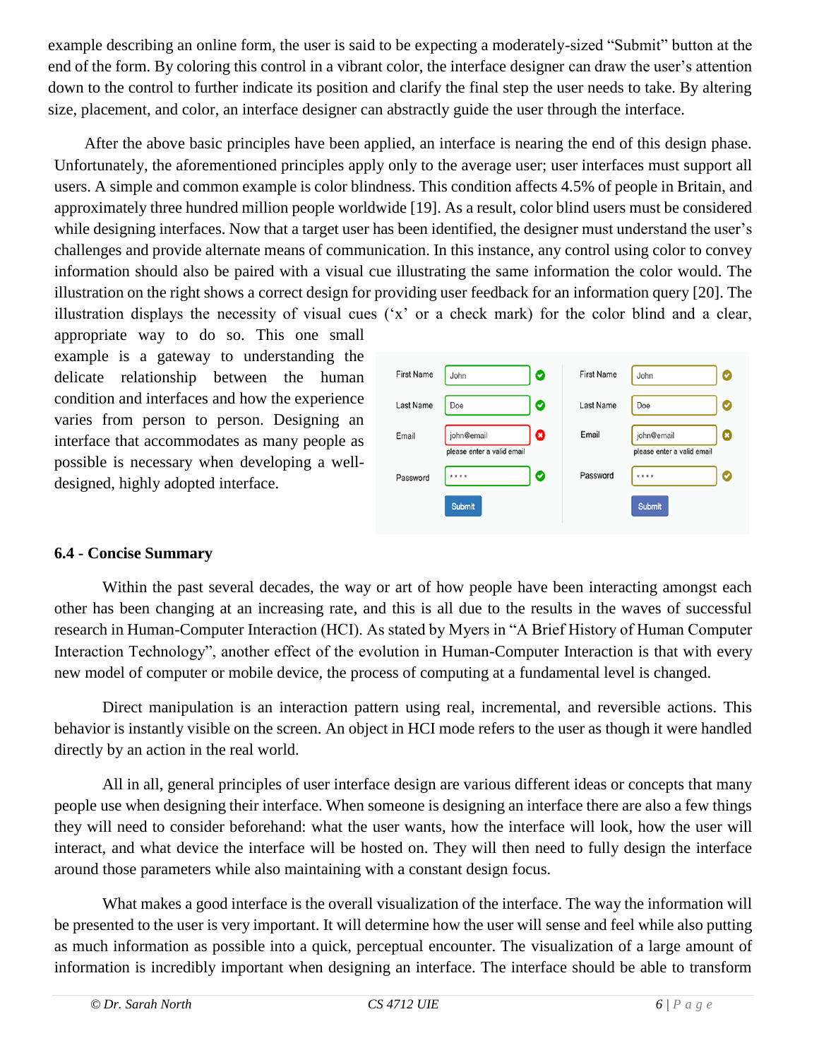example describing an online form, the user is said to be expecting a moderately-sized "Submit" button at the end of the form. By coloring this control in a vibrant color, the interface designer can draw the user's attention down to the control to further indicate its position and clarify the final step the user needs to take. By altering size, placement, and color, an interface designer can abstractly guide the user through the interface.

After the above basic principles have been applied, an interface is nearing the end of this design phase. Unfortunately, the aforementioned principles apply only to the average user; user interfaces must support all users. A simple and common example is color blindness. This condition affects 4.5% of people in Britain, and approximately three hundred million people worldwide [19]. As a result, color blind users must be considered while designing interfaces. Now that a target user has been identified, the designer must understand the user's challenges and provide alternate means of communication. In this instance, any control using color to convey information should also be paired with a visual cue illustrating the same information the color would. The illustration on the right shows a correct design for providing user feedback for an information query [20]. The illustration displays the necessity of visual cues ('x' or a check mark) for the color blind and a clear, appropriate way to do so. This one small example is a gateway to understanding the delicate relationship between the human condition and interfaces and how the experience varies from person to person. Designing an interface that accommodates as many people as possible is necessary when developing a well-designed, highly adopted interface.

### 6.4 - Concise Summary

Within the past several decades, the way or art of how people have been interacting amongst each other has been changing at an increasing rate, and this is all due to the results in the waves of successful research in Human-Computer Interaction (HCI). As stated by Myers in "A Brief History of Human Computer Interaction Technology", another effect of the evolution in Human-Computer Interaction is that with every new model of computer or mobile device, the process of computing at a fundamental level is changed.

Direct manipulation is an interaction pattern using real, incremental, and reversible actions. This behavior is instantly visible on the screen. An object in HCI mode refers to the user as though it were handled directly by an action in the real world.

All in all, general principles of user interface design are various different ideas or concepts that many people use when designing their interface. When someone is designing an interface there are also a few things they will need to consider beforehand: what the user wants, how the interface will look, how the user will interact, and what device the interface will be hosted on. They will then need to fully design the interface around those parameters while also maintaining with a constant design focus.

What makes a good interface is the overall visualization of the interface. The way the information will be presented to the user is very important. It will determine how the user will sense and feel while also putting as much information as possible into a quick, perceptual encounter. The visualization of a large amount of information is incredibly important when designing an interface. The interface should be able to transform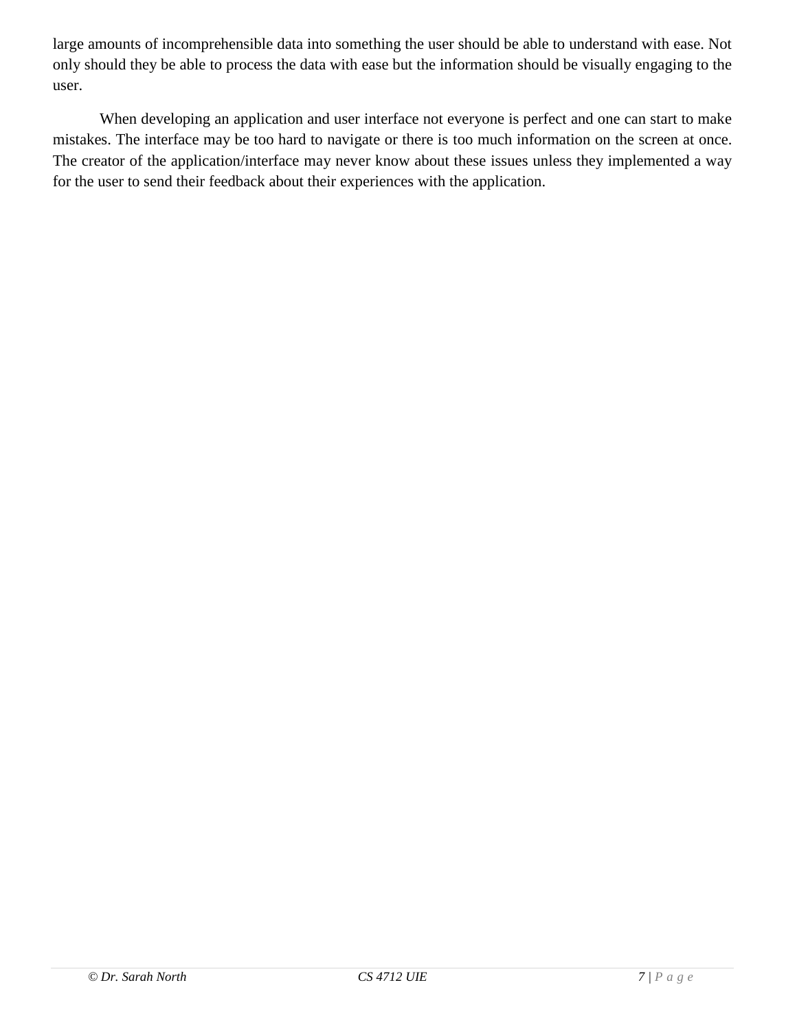large amounts of incomprehensible data into something the user should be able to understand with ease. Not only should they be able to process the data with ease but the information should be visually engaging to the user.

When developing an application and user interface not everyone is perfect and one can start to make mistakes. The interface may be too hard to navigate or there is too much information on the screen at once. The creator of the application/interface may never know about these issues unless they implemented a way for the user to send their feedback about their experiences with the application.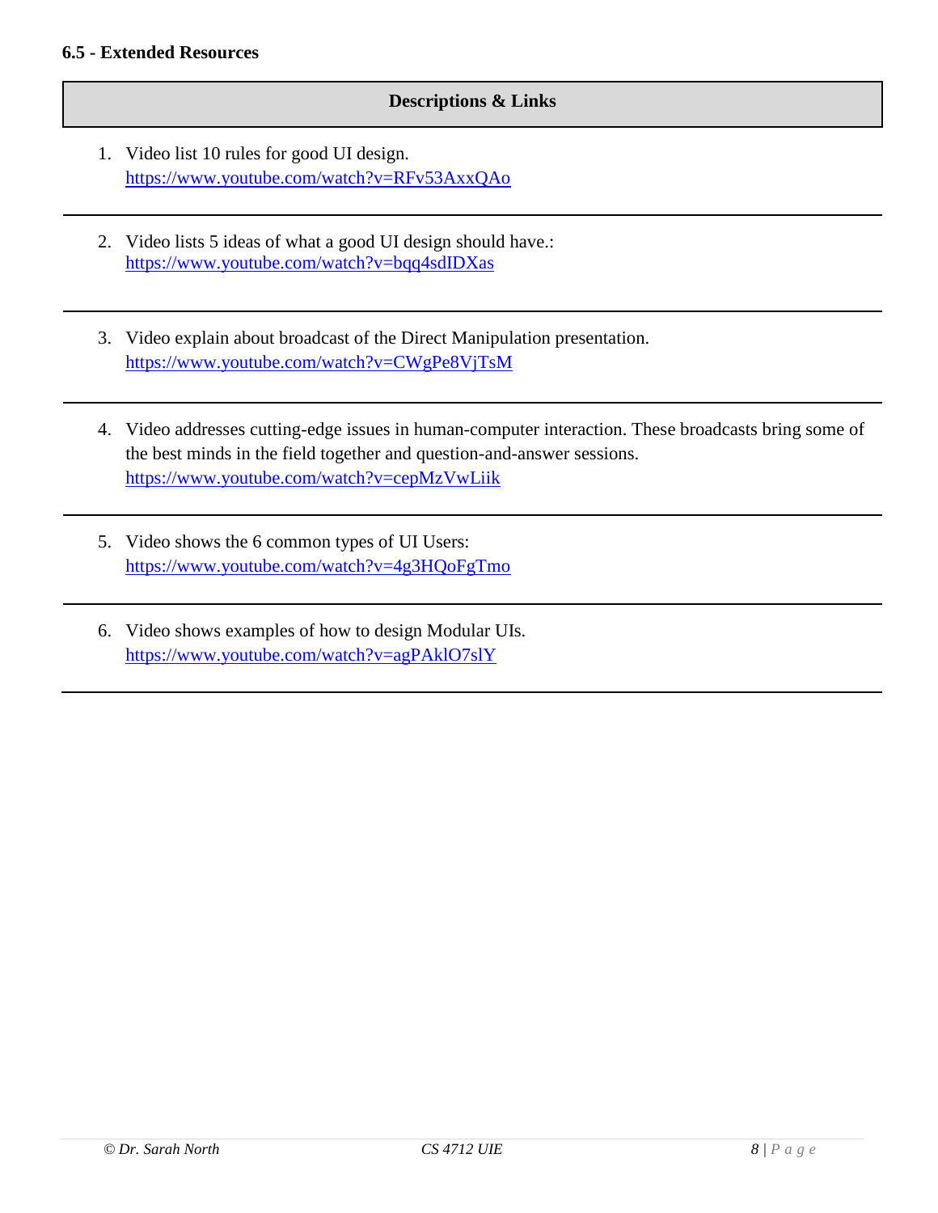### 6.5 - Extended Resources

| Descriptions & Links |
| --- |

1. Video list 10 rules for good UI design.
   https://www.youtube.com/watch?v=RFv53AxxQAo

---

2. Video lists 5 ideas of what a good UI design should have.:
   https://www.youtube.com/watch?v=bqq4sdIDXas

---

3. Video explain about broadcast of the Direct Manipulation presentation.
   https://www.youtube.com/watch?v=CWgPe8VjTsM

---

4. Video addresses cutting-edge issues in human-computer interaction. These broadcasts bring some of the best minds in the field together and question-and-answer sessions.
   https://www.youtube.com/watch?v=cepMzVwLiik

---

5. Video shows the 6 common types of UI Users:
   https://www.youtube.com/watch?v=4g3HQoFgTmo

---

6. Video shows examples of how to design Modular UIs.
   https://www.youtube.com/watch?v=agPAklO7slY

---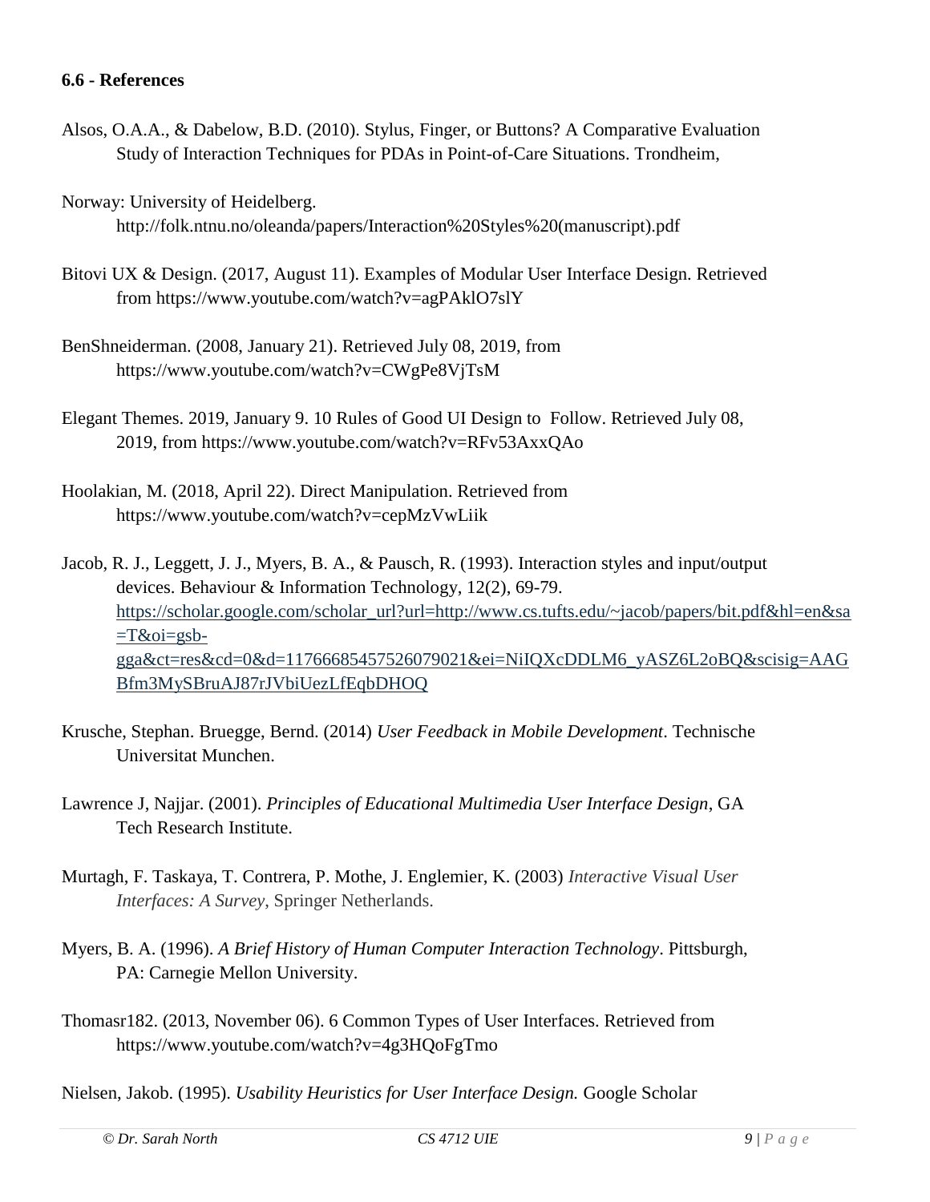**6.6 - References**

Alsos, O.A.A., & Dabelow, B.D. (2010). Stylus, Finger, or Buttons? A Comparative Evaluation Study of Interaction Techniques for PDAs in Point-of-Care Situations. Trondheim,

Norway: University of Heidelberg. http://folk.ntnu.no/oleanda/papers/Interaction%20Styles%20(manuscript).pdf

Bitovi UX & Design. (2017, August 11). Examples of Modular User Interface Design. Retrieved from https://www.youtube.com/watch?v=agPAklO7slY

BenShneiderman. (2008, January 21). Retrieved July 08, 2019, from https://www.youtube.com/watch?v=CWgPe8VjTsM

Elegant Themes. 2019, January 9. 10 Rules of Good UI Design to Follow. Retrieved July 08, 2019, from https://www.youtube.com/watch?v=RFv53AxxQAo

Hoolakian, M. (2018, April 22). Direct Manipulation. Retrieved from https://www.youtube.com/watch?v=cepMzVwLiik

Jacob, R. J., Leggett, J. J., Myers, B. A., & Pausch, R. (1993). Interaction styles and input/output devices. Behaviour & Information Technology, 12(2), 69-79. https://scholar.google.com/scholar_url?url=http://www.cs.tufts.edu/~jacob/papers/bit.pdf&hl=en&sa=T&oi=gsb-gga&ct=res&cd=0&d=11766685457526079021&ei=NiIQXcDDLM6_yASZ6L2oBQ&scisig=AAGBfm3MySBruAJ87rJVbiUezLfEqbDHOQ

Krusche, Stephan. Bruegge, Bernd. (2014) *User Feedback in Mobile Development*. Technische Universitat Munchen.

Lawrence J, Najjar. (2001). *Principles of Educational Multimedia User Interface Design*, GA Tech Research Institute.

Murtagh, F. Taskaya, T. Contrera, P. Mothe, J. Englemier, K. (2003) *Interactive Visual User Interfaces: A Survey*, Springer Netherlands.

Myers, B. A. (1996). *A Brief History of Human Computer Interaction Technology*. Pittsburgh, PA: Carnegie Mellon University.

Thomasr182. (2013, November 06). 6 Common Types of User Interfaces. Retrieved from https://www.youtube.com/watch?v=4g3HQoFgTmo

Nielsen, Jakob. (1995). *Usability Heuristics for User Interface Design.* Google Scholar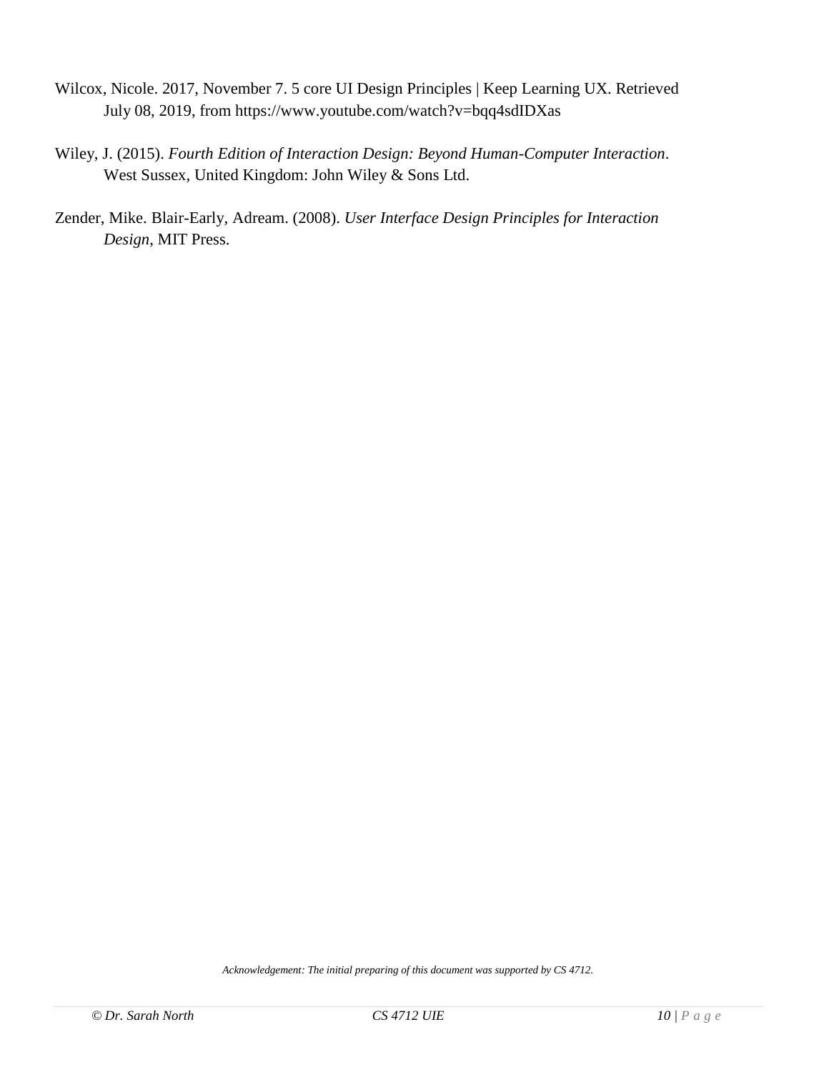Wilcox, Nicole. 2017, November 7. 5 core UI Design Principles | Keep Learning UX. Retrieved July 08, 2019, from https://www.youtube.com/watch?v=bqq4sdIDXas

Wiley, J. (2015). *Fourth Edition of Interaction Design: Beyond Human-Computer Interaction*. West Sussex, United Kingdom: John Wiley & Sons Ltd.

Zender, Mike. Blair-Early, Adream. (2008). *User Interface Design Principles for Interaction Design*, MIT Press.

*Acknowledgement: The initial preparing of this document was supported by CS 4712.*